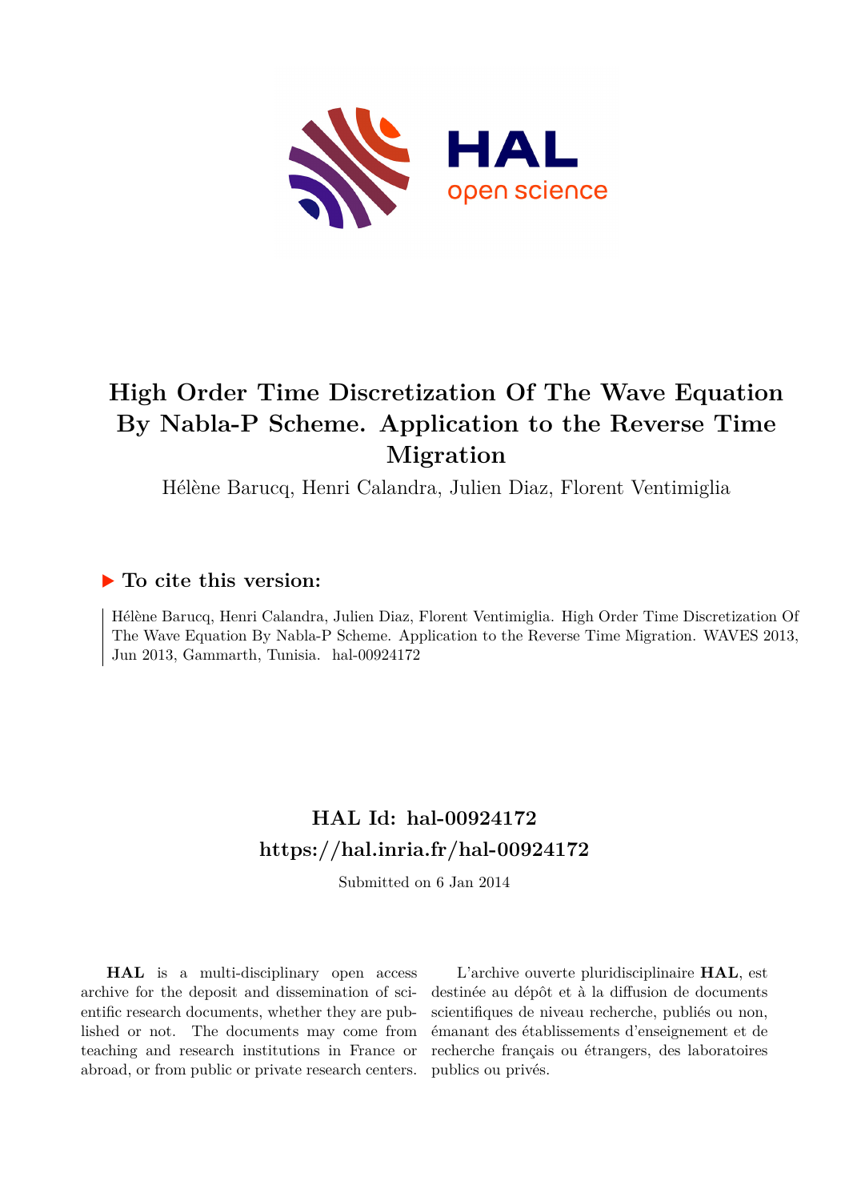# High Order Time Discretization Of The Wave Equation By Nabla-P Scheme. Application to the Reverse Time Migration

Hélène Barucq, Henri Calandra, Julien Diaz, Florent Ventimiglia

## ▶ To cite this version:

Hélène Barucq, Henri Calandra, Julien Diaz, Florent Ventimiglia. High Order Time Discretization Of The Wave Equation By Nabla-P Scheme. Application to the Reverse Time Migration. WAVES 2013, Jun 2013, Gammarth, Tunisia. hal-00924172

## HAL Id: hal-00924172

## https://hal.inria.fr/hal-00924172

Submitted on 6 Jan 2014

**HAL** is a multi-disciplinary open access archive for the deposit and dissemination of scientific research documents, whether they are published or not. The documents may come from teaching and research institutions in France or abroad, or from public or private research centers.

L'archive ouverte pluridisciplinaire **HAL**, est destinée au dépôt et à la diffusion de documents scientifiques de niveau recherche, publiés ou non, émanant des établissements d'enseignement et de recherche français ou étrangers, des laboratoires publics ou privés.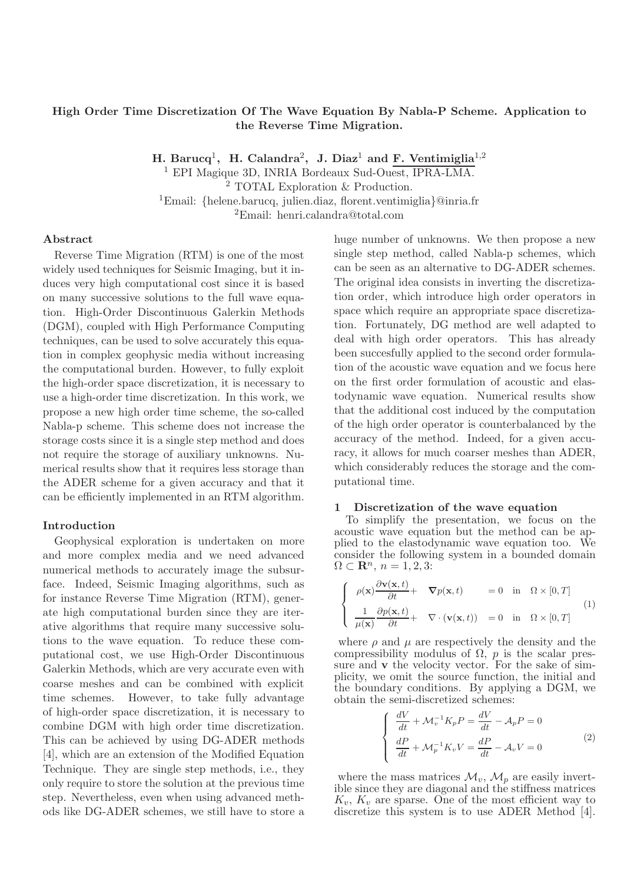## High Order Time Discretization Of The Wave Equation By Nabla-P Scheme. Application to the Reverse Time Migration.

**H. Barucq**[1], **H. Calandra**[2], **J. Diaz**[1] **and F. Ventimiglia**[1,2]

[1] EPI Magique 3D, INRIA Bordeaux Sud-Ouest, IPRA-LMA.
[2] TOTAL Exploration & Production.
[1]Email: {helene.barucq, julien.diaz, florent.ventimiglia}@inria.fr
[2]Email: henri.calandra@total.com

### Abstract

Reverse Time Migration (RTM) is one of the most widely used techniques for Seismic Imaging, but it induces very high computational cost since it is based on many successive solutions to the full wave equation. High-Order Discontinuous Galerkin Methods (DGM), coupled with High Performance Computing techniques, can be used to solve accurately this equation in complex geophysic media without increasing the computational burden. However, to fully exploit the high-order space discretization, it is necessary to use a high-order time discretization. In this work, we propose a new high order time scheme, the so-called Nabla-p scheme. This scheme does not increase the storage costs since it is a single step method and does not require the storage of auxiliary unknowns. Numerical results show that it requires less storage than the ADER scheme for a given accuracy and that it can be efficiently implemented in an RTM algorithm.

### Introduction

Geophysical exploration is undertaken on more and more complex media and we need advanced numerical methods to accurately image the subsurface. Indeed, Seismic Imaging algorithms, such as for instance Reverse Time Migration (RTM), generate high computational burden since they are iterative algorithms that require many successive solutions to the wave equation. To reduce these computational cost, we use High-Order Discontinuous Galerkin Methods, which are very accurate even with coarse meshes and can be combined with explicit time schemes. However, to take fully advantage of high-order space discretization, it is necessary to combine DGM with high order time discretization. This can be achieved by using DG-ADER methods [4], which are an extension of the Modified Equation Technique. They are single step methods, i.e., they only require to store the solution at the previous time step. Nevertheless, even when using advanced methods like DG-ADER schemes, we still have to store a huge number of unknowns. We then propose a new single step method, called Nabla-p schemes, which can be seen as an alternative to DG-ADER schemes. The original idea consists in inverting the discretization order, which introduce high order operators in space which require an appropriate space discretization. Fortunately, DG method are well adapted to deal with high order operators. This has already been succesfully applied to the second order formulation of the acoustic wave equation and we focus here on the first order formulation of acoustic and elastodynamic wave equation. Numerical results show that the additional cost induced by the computation of the high order operator is counterbalanced by the accuracy of the method. Indeed, for a given accuracy, it allows for much coarser meshes than ADER, which considerably reduces the storage and the computational time.

### 1 Discretization of the wave equation

To simplify the presentation, we focus on the acoustic wave equation but the method can be applied to the elastodynamic wave equation too. We consider the following system in a bounded domain $\Omega \subset \mathbf{R}^n$, $n = 1, 2, 3$:

$$
\left\{
\begin{array}{llll}
\rho(\mathbf{x})\dfrac{\partial \mathbf{v}(\mathbf{x},t)}{\partial t} + & \boldsymbol{\nabla} p(\mathbf{x},t) & = 0 & \text{in} \quad \Omega \times [0,T] \\
\dfrac{1}{\mu(\mathbf{x})}\dfrac{\partial p(\mathbf{x},t)}{\partial t} + & \nabla \cdot (\mathbf{v}(\mathbf{x},t)) & = 0 & \text{in} \quad \Omega \times [0,T]
\end{array}
\right.
\tag{1}
$$

where $\rho$ and $\mu$ are respectively the density and the compressibility modulus of $\Omega$, $p$ is the scalar pressure and $\mathbf{v}$ the velocity vector. For the sake of simplicity, we omit the source function, the initial and the boundary conditions. By applying a DGM, we obtain the semi-discretized schemes:

$$
\left\{
\begin{array}{l}
\dfrac{dV}{dt} + \mathcal{M}_v^{-1} K_p P = \dfrac{dV}{dt} - \mathcal{A}_p P = 0 \\
\dfrac{dP}{dt} + \mathcal{M}_p^{-1} K_v V = \dfrac{dP}{dt} - \mathcal{A}_v V = 0
\end{array}
\right.
\tag{2}
$$

where the mass matrices $\mathcal{M}_v$, $\mathcal{M}_p$ are easily invertible since they are diagonal and the stiffness matrices $K_v$, $K_v$ are sparse. One of the most efficient way to discretize this system is to use ADER Method [4].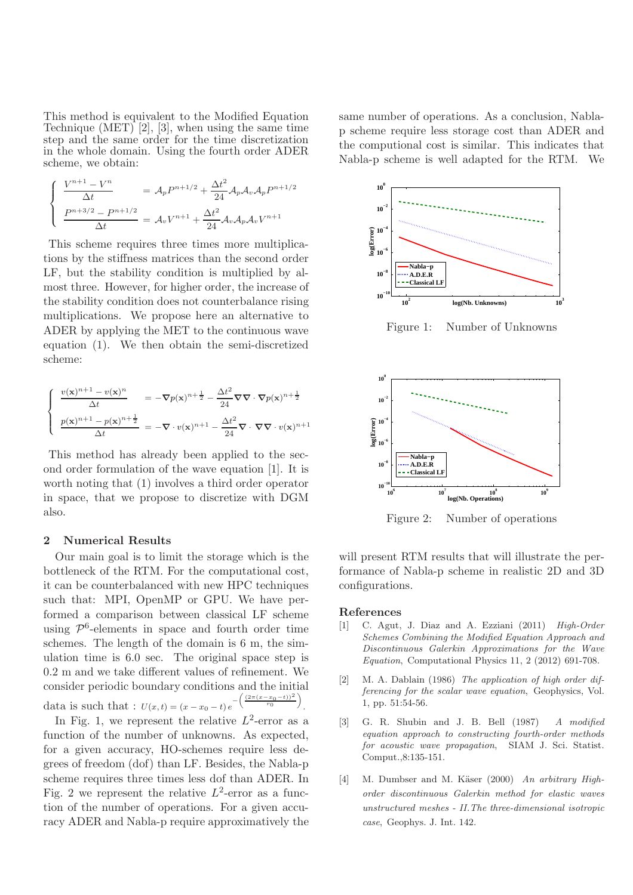This method is equivalent to the Modified Equation Technique (MET) [2], [3], when using the same time step and the same order for the time discretization in the whole domain. Using the fourth order ADER scheme, we obtain:

$$
\left\{
\begin{aligned}
\frac{V^{n+1} - V^n}{\Delta t} &= \mathcal{A}_p P^{n+1/2} + \frac{\Delta t^2}{24}\mathcal{A}_p \mathcal{A}_v \mathcal{A}_p P^{n+1/2} \\
\frac{P^{n+3/2} - P^{n+1/2}}{\Delta t} &= \mathcal{A}_v V^{n+1} + \frac{\Delta t^2}{24}\mathcal{A}_v \mathcal{A}_p \mathcal{A}_v V^{n+1}
\end{aligned}
\right.
$$

This scheme requires three times more multiplications by the stiffness matrices than the second order LF, but the stability condition is multiplied by almost three. However, for higher order, the increase of the stability condition does not counterbalance rising multiplications. We propose here an alternative to ADER by applying the MET to the continuous wave equation (1). We then obtain the semi-discretized scheme:

$$
\left\{
\begin{aligned}
\frac{v(\mathbf{x})^{n+1} - v(\mathbf{x})^n}{\Delta t} &= -\boldsymbol{\nabla} p(\mathbf{x})^{n+\frac{1}{2}} - \frac{\Delta t^2}{24}\boldsymbol{\nabla}\boldsymbol{\nabla} \cdot \boldsymbol{\nabla} p(\mathbf{x})^{n+\frac{1}{2}} \\
\frac{p(\mathbf{x})^{n+1} - p(\mathbf{x})^{n+\frac{1}{2}}}{\Delta t} &= -\boldsymbol{\nabla} \cdot v(\mathbf{x})^{n+1} - \frac{\Delta t^2}{24}\boldsymbol{\nabla} \cdot \boldsymbol{\nabla}\boldsymbol{\nabla} \cdot v(\mathbf{x})^{n+1}
\end{aligned}
\right.
$$

This method has already been applied to the second order formulation of the wave equation [1]. It is worth noting that (1) involves a third order operator in space, that we propose to discretize with DGM also.

## 2 Numerical Results

Our main goal is to limit the storage which is the bottleneck of the RTM. For the computational cost, it can be counterbalanced with new HPC techniques such that: MPI, OpenMP or GPU. We have performed a comparison between classical LF scheme using $\mathcal{P}^6$-elements in space and fourth order time schemes. The length of the domain is 6 m, the simulation time is 6.0 sec. The original space step is 0.2 m and we take different values of refinement. We consider periodic boundary conditions and the initial data is such that : $U(x,t) = (x - x_0 - t)\, e^{-\left(\frac{(2\pi(x - x_0 - t))^2}{r_0}\right)}$.

In Fig. 1, we represent the relative $L^2$-error as a function of the number of unknowns. As expected, for a given accuracy, HO-schemes require less degrees of freedom (dof) than LF. Besides, the Nabla-p scheme requires three times less dof than ADER. In Fig. 2 we represent the relative $L^2$-error as a function of the number of operations. For a given accuracy ADER and Nabla-p require approximatively the same number of operations. As a conclusion, Nabla-p scheme require less storage cost than ADER and the computional cost is similar. This indicates that Nabla-p scheme is well adapted for the RTM. We will present RTM results that will illustrate the performance of Nabla-p scheme in realistic 2D and 3D configurations.

log(Error)
$10^0$
$10^{-2}$
$10^{-4}$
$10^{-6}$
$10^{-8}$
$10^{-10}$
$10^2$
log(Nb. Unknowns)
$10^3$
Nabla−p
A.D.E.R
Classical LF

Figure 1: Number of Unknowns

log(Error)
$10^0$
$10^{-2}$
$10^{-4}$
$10^{-6}$
$10^{-8}$
$10^{-10}$
$10^6$
$10^7$
$10^8$
log(Nb. Operations)
$10^9$
Nabla−p
A.D.E.R
Classical LF

Figure 2: Number of operations

## References

[1] C. Agut, J. Diaz and A. Ezziani (2011) *High-Order Schemes Combining the Modified Equation Approach and Discontinuous Galerkin Approximations for the Wave Equation*, Computational Physics 11, 2 (2012) 691-708.

[2] M. A. Dablain (1986) *The application of high order differencing for the scalar wave equation*, Geophysics, Vol. 1, pp. 51:54-56.

[3] G. R. Shubin and J. B. Bell (1987) *A modified equation approach to constructing fourth-order methods for acoustic wave propagation*, SIAM J. Sci. Statist. Comput.,8:135-151.

[4] M. Dumbser and M. Käser (2000) *An arbitrary High-order discontinuous Galerkin method for elastic waves unstructured meshes - II.The three-dimensional isotropic case*, Geophys. J. Int. 142.